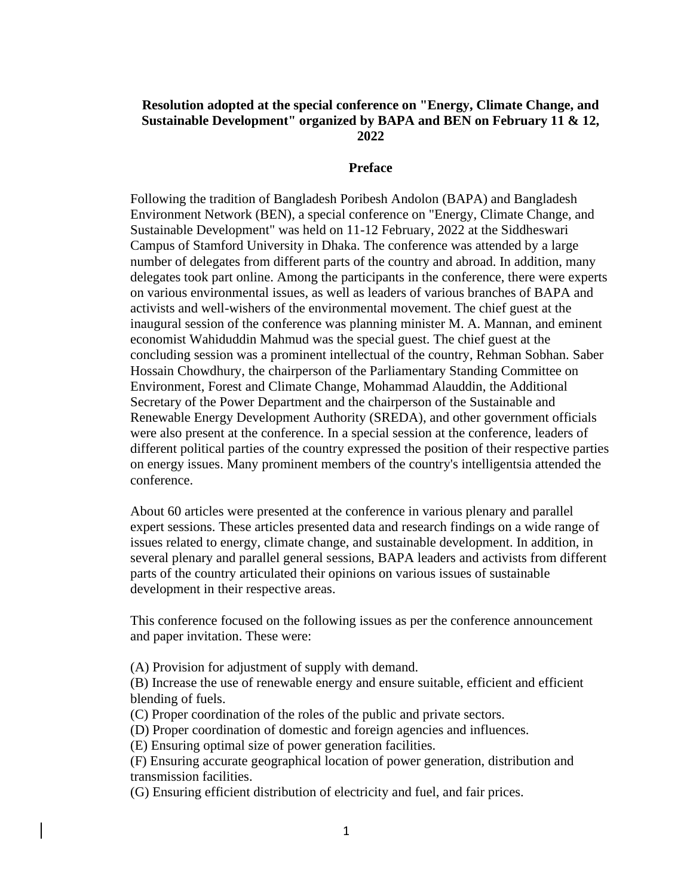# Resolution adopted at the special conference on "Energy, Climate Change, and Sustainable Development" organized by BAPA and BEN on February 11 & 12, 2022

## Preface

Following the tradition of Bangladesh Poribesh Andolon (BAPA) and Bangladesh Environment Network (BEN), a special conference on "Energy, Climate Change, and Sustainable Development" was held on 11-12 February, 2022 at the Siddheswari Campus of Stamford University in Dhaka. The conference was attended by a large number of delegates from different parts of the country and abroad. In addition, many delegates took part online. Among the participants in the conference, there were experts on various environmental issues, as well as leaders of various branches of BAPA and activists and well-wishers of the environmental movement. The chief guest at the inaugural session of the conference was planning minister M. A. Mannan, and eminent economist Wahiduddin Mahmud was the special guest. The chief guest at the concluding session was a prominent intellectual of the country, Rehman Sobhan. Saber Hossain Chowdhury, the chairperson of the Parliamentary Standing Committee on Environment, Forest and Climate Change, Mohammad Alauddin, the Additional Secretary of the Power Department and the chairperson of the Sustainable and Renewable Energy Development Authority (SREDA), and other government officials were also present at the conference. In a special session at the conference, leaders of different political parties of the country expressed the position of their respective parties on energy issues. Many prominent members of the country's intelligentsia attended the conference.

About 60 articles were presented at the conference in various plenary and parallel expert sessions. These articles presented data and research findings on a wide range of issues related to energy, climate change, and sustainable development. In addition, in several plenary and parallel general sessions, BAPA leaders and activists from different parts of the country articulated their opinions on various issues of sustainable development in their respective areas.

This conference focused on the following issues as per the conference announcement and paper invitation. These were:

(A) Provision for adjustment of supply with demand.
(B) Increase the use of renewable energy and ensure suitable, efficient and efficient blending of fuels.
(C) Proper coordination of the roles of the public and private sectors.
(D) Proper coordination of domestic and foreign agencies and influences.
(E) Ensuring optimal size of power generation facilities.
(F) Ensuring accurate geographical location of power generation, distribution and transmission facilities.
(G) Ensuring efficient distribution of electricity and fuel, and fair prices.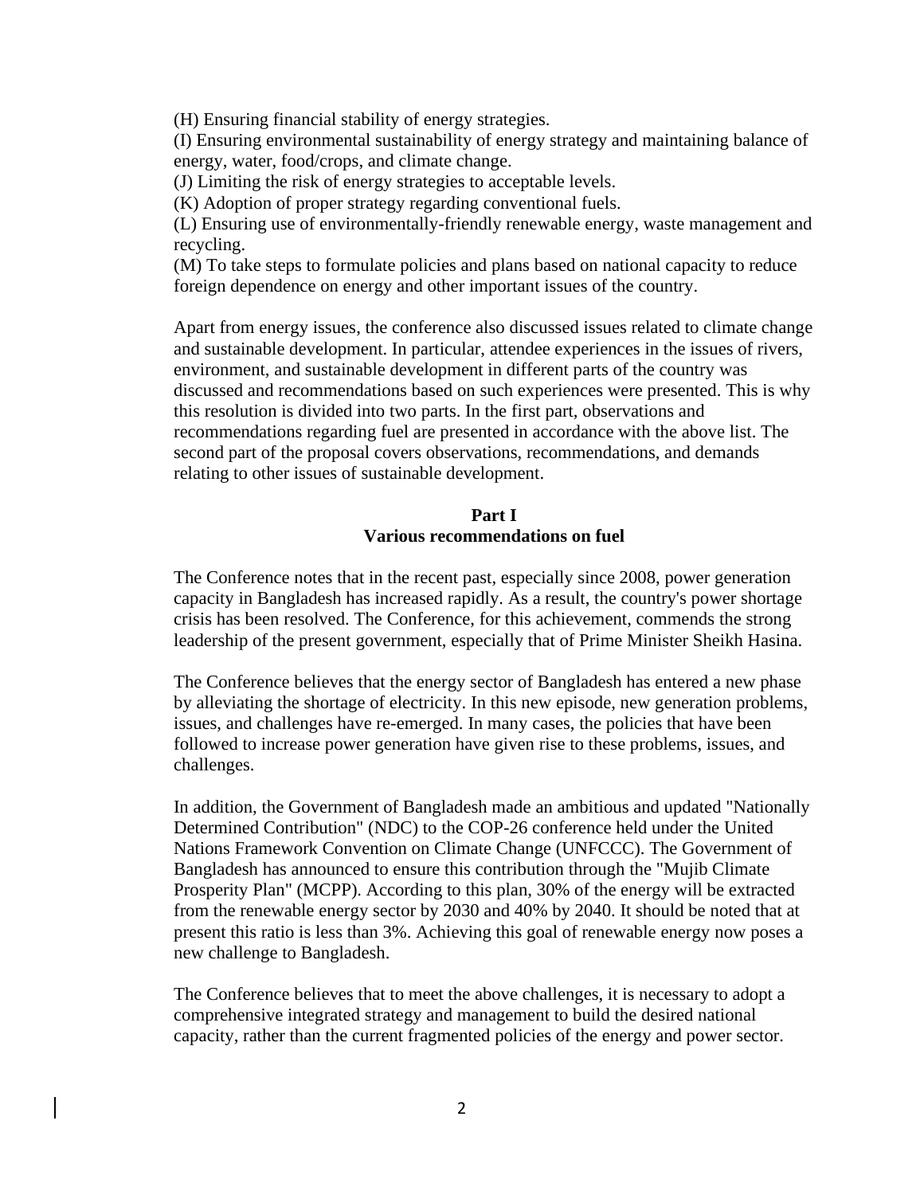(H) Ensuring financial stability of energy strategies.

(I) Ensuring environmental sustainability of energy strategy and maintaining balance of energy, water, food/crops, and climate change.

(J) Limiting the risk of energy strategies to acceptable levels.

(K) Adoption of proper strategy regarding conventional fuels.

(L) Ensuring use of environmentally-friendly renewable energy, waste management and recycling.

(M) To take steps to formulate policies and plans based on national capacity to reduce foreign dependence on energy and other important issues of the country.

Apart from energy issues, the conference also discussed issues related to climate change and sustainable development. In particular, attendee experiences in the issues of rivers, environment, and sustainable development in different parts of the country was discussed and recommendations based on such experiences were presented. This is why this resolution is divided into two parts. In the first part, observations and recommendations regarding fuel are presented in accordance with the above list. The second part of the proposal covers observations, recommendations, and demands relating to other issues of sustainable development.

## Part I
## Various recommendations on fuel

The Conference notes that in the recent past, especially since 2008, power generation capacity in Bangladesh has increased rapidly. As a result, the country's power shortage crisis has been resolved. The Conference, for this achievement, commends the strong leadership of the present government, especially that of Prime Minister Sheikh Hasina.

The Conference believes that the energy sector of Bangladesh has entered a new phase by alleviating the shortage of electricity. In this new episode, new generation problems, issues, and challenges have re-emerged. In many cases, the policies that have been followed to increase power generation have given rise to these problems, issues, and challenges.

In addition, the Government of Bangladesh made an ambitious and updated "Nationally Determined Contribution" (NDC) to the COP-26 conference held under the United Nations Framework Convention on Climate Change (UNFCCC). The Government of Bangladesh has announced to ensure this contribution through the "Mujib Climate Prosperity Plan" (MCPP). According to this plan, 30% of the energy will be extracted from the renewable energy sector by 2030 and 40% by 2040. It should be noted that at present this ratio is less than 3%. Achieving this goal of renewable energy now poses a new challenge to Bangladesh.

The Conference believes that to meet the above challenges, it is necessary to adopt a comprehensive integrated strategy and management to build the desired national capacity, rather than the current fragmented policies of the energy and power sector.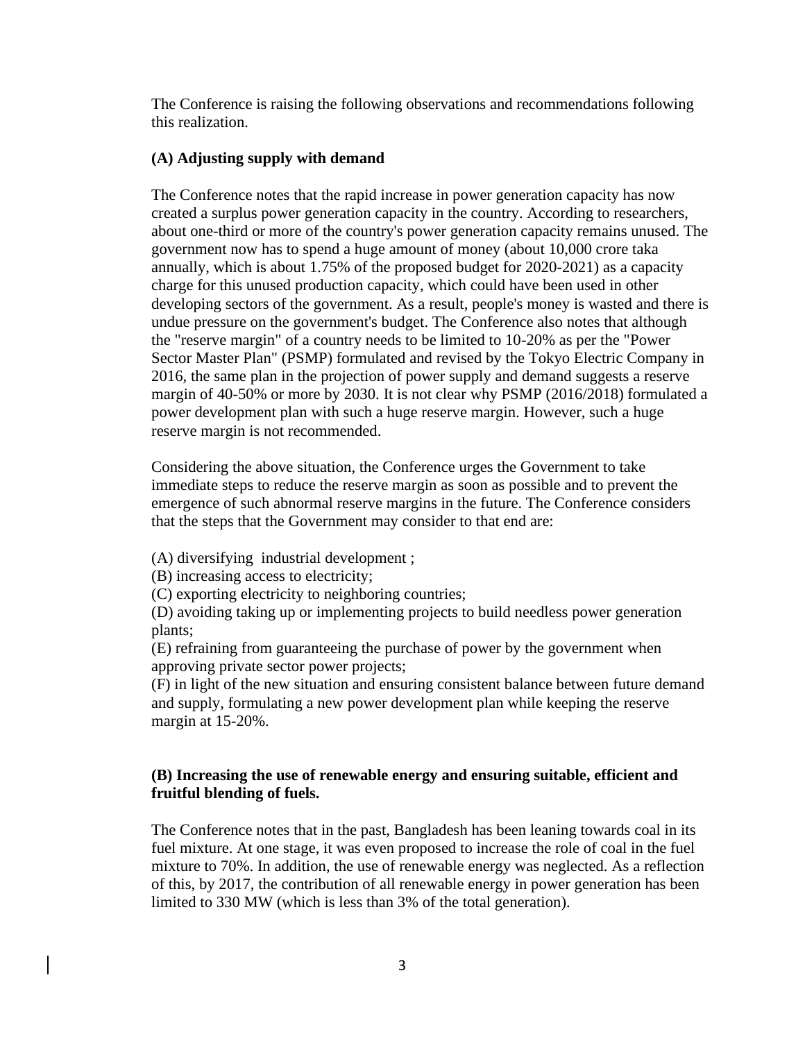The Conference is raising the following observations and recommendations following this realization.

### (A) Adjusting supply with demand

The Conference notes that the rapid increase in power generation capacity has now created a surplus power generation capacity in the country. According to researchers, about one-third or more of the country's power generation capacity remains unused. The government now has to spend a huge amount of money (about 10,000 crore taka annually, which is about 1.75% of the proposed budget for 2020-2021) as a capacity charge for this unused production capacity, which could have been used in other developing sectors of the government. As a result, people's money is wasted and there is undue pressure on the government's budget. The Conference also notes that although the "reserve margin" of a country needs to be limited to 10-20% as per the "Power Sector Master Plan" (PSMP) formulated and revised by the Tokyo Electric Company in 2016, the same plan in the projection of power supply and demand suggests a reserve margin of 40-50% or more by 2030. It is not clear why PSMP (2016/2018) formulated a power development plan with such a huge reserve margin. However, such a huge reserve margin is not recommended.

Considering the above situation, the Conference urges the Government to take immediate steps to reduce the reserve margin as soon as possible and to prevent the emergence of such abnormal reserve margins in the future. The Conference considers that the steps that the Government may consider to that end are:

(A) diversifying industrial development ;
(B) increasing access to electricity;
(C) exporting electricity to neighboring countries;
(D) avoiding taking up or implementing projects to build needless power generation plants;
(E) refraining from guaranteeing the purchase of power by the government when approving private sector power projects;
(F) in light of the new situation and ensuring consistent balance between future demand and supply, formulating a new power development plan while keeping the reserve margin at 15-20%.

### (B) Increasing the use of renewable energy and ensuring suitable, efficient and fruitful blending of fuels.

The Conference notes that in the past, Bangladesh has been leaning towards coal in its fuel mixture. At one stage, it was even proposed to increase the role of coal in the fuel mixture to 70%. In addition, the use of renewable energy was neglected. As a reflection of this, by 2017, the contribution of all renewable energy in power generation has been limited to 330 MW (which is less than 3% of the total generation).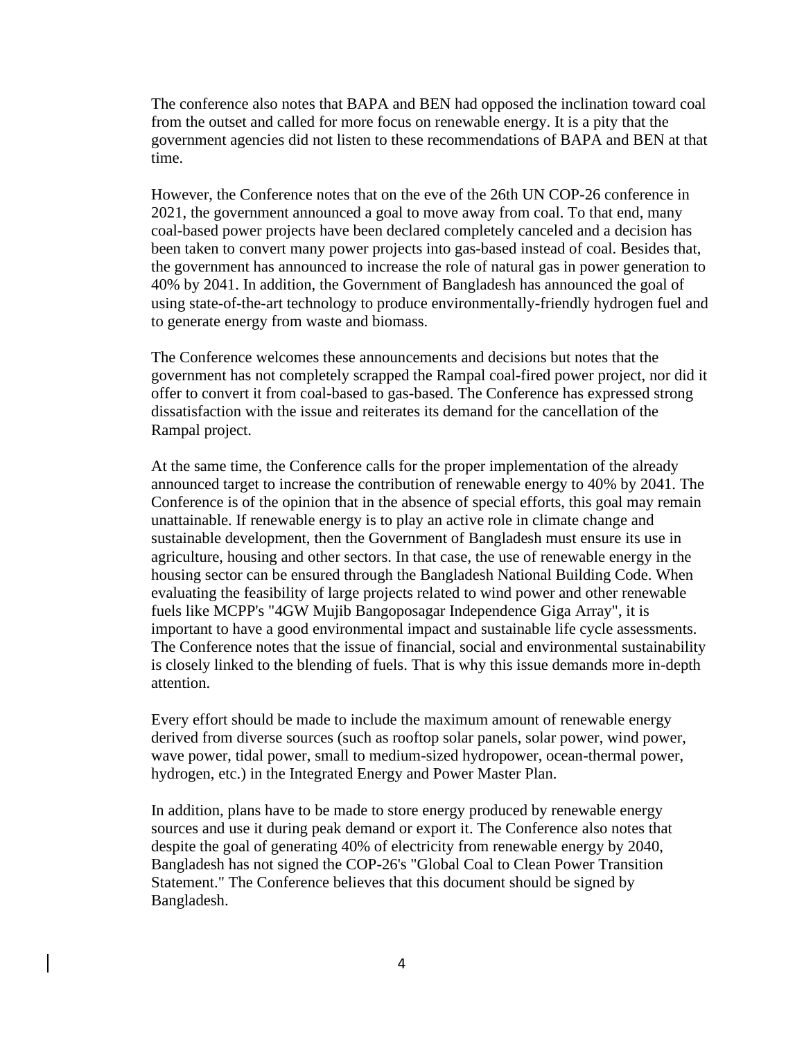The conference also notes that BAPA and BEN had opposed the inclination toward coal from the outset and called for more focus on renewable energy. It is a pity that the government agencies did not listen to these recommendations of BAPA and BEN at that time.

However, the Conference notes that on the eve of the 26th UN COP-26 conference in 2021, the government announced a goal to move away from coal. To that end, many coal-based power projects have been declared completely canceled and a decision has been taken to convert many power projects into gas-based instead of coal. Besides that, the government has announced to increase the role of natural gas in power generation to 40% by 2041. In addition, the Government of Bangladesh has announced the goal of using state-of-the-art technology to produce environmentally-friendly hydrogen fuel and to generate energy from waste and biomass.

The Conference welcomes these announcements and decisions but notes that the government has not completely scrapped the Rampal coal-fired power project, nor did it offer to convert it from coal-based to gas-based. The Conference has expressed strong dissatisfaction with the issue and reiterates its demand for the cancellation of the Rampal project.

At the same time, the Conference calls for the proper implementation of the already announced target to increase the contribution of renewable energy to 40% by 2041. The Conference is of the opinion that in the absence of special efforts, this goal may remain unattainable. If renewable energy is to play an active role in climate change and sustainable development, then the Government of Bangladesh must ensure its use in agriculture, housing and other sectors. In that case, the use of renewable energy in the housing sector can be ensured through the Bangladesh National Building Code. When evaluating the feasibility of large projects related to wind power and other renewable fuels like MCPP's "4GW Mujib Bangoposagar Independence Giga Array", it is important to have a good environmental impact and sustainable life cycle assessments. The Conference notes that the issue of financial, social and environmental sustainability is closely linked to the blending of fuels. That is why this issue demands more in-depth attention.

Every effort should be made to include the maximum amount of renewable energy derived from diverse sources (such as rooftop solar panels, solar power, wind power, wave power, tidal power, small to medium-sized hydropower, ocean-thermal power, hydrogen, etc.) in the Integrated Energy and Power Master Plan.

In addition, plans have to be made to store energy produced by renewable energy sources and use it during peak demand or export it. The Conference also notes that despite the goal of generating 40% of electricity from renewable energy by 2040, Bangladesh has not signed the COP-26's "Global Coal to Clean Power Transition Statement." The Conference believes that this document should be signed by Bangladesh.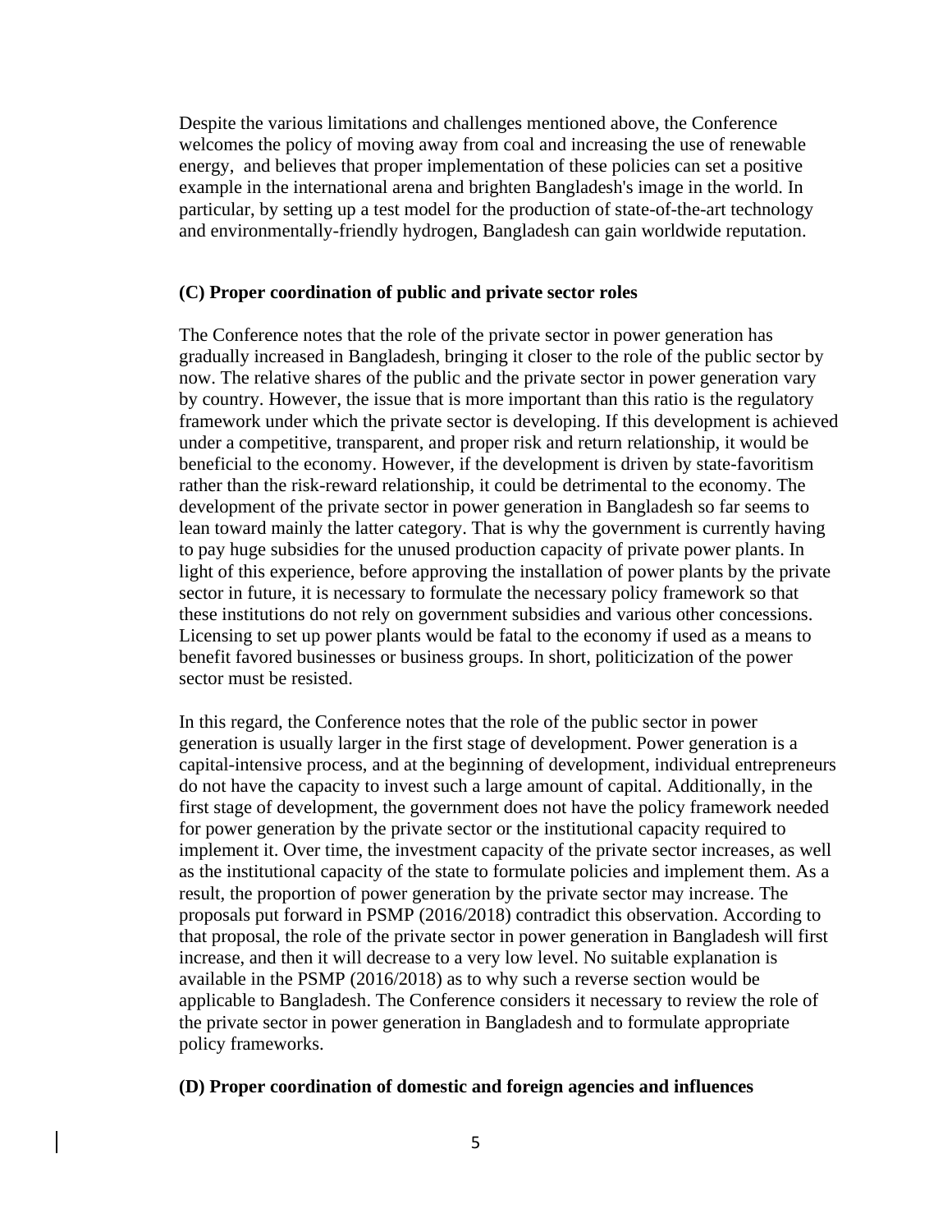Despite the various limitations and challenges mentioned above, the Conference welcomes the policy of moving away from coal and increasing the use of renewable energy,  and believes that proper implementation of these policies can set a positive example in the international arena and brighten Bangladesh's image in the world. In particular, by setting up a test model for the production of state-of-the-art technology and environmentally-friendly hydrogen, Bangladesh can gain worldwide reputation.

**(C) Proper coordination of public and private sector roles**

The Conference notes that the role of the private sector in power generation has gradually increased in Bangladesh, bringing it closer to the role of the public sector by now. The relative shares of the public and the private sector in power generation vary by country. However, the issue that is more important than this ratio is the regulatory framework under which the private sector is developing. If this development is achieved under a competitive, transparent, and proper risk and return relationship, it would be beneficial to the economy. However, if the development is driven by state-favoritism rather than the risk-reward relationship, it could be detrimental to the economy. The development of the private sector in power generation in Bangladesh so far seems to lean toward mainly the latter category. That is why the government is currently having to pay huge subsidies for the unused production capacity of private power plants. In light of this experience, before approving the installation of power plants by the private sector in future, it is necessary to formulate the necessary policy framework so that these institutions do not rely on government subsidies and various other concessions. Licensing to set up power plants would be fatal to the economy if used as a means to benefit favored businesses or business groups. In short, politicization of the power sector must be resisted.

In this regard, the Conference notes that the role of the public sector in power generation is usually larger in the first stage of development. Power generation is a capital-intensive process, and at the beginning of development, individual entrepreneurs do not have the capacity to invest such a large amount of capital. Additionally, in the first stage of development, the government does not have the policy framework needed for power generation by the private sector or the institutional capacity required to implement it. Over time, the investment capacity of the private sector increases, as well as the institutional capacity of the state to formulate policies and implement them. As a result, the proportion of power generation by the private sector may increase. The proposals put forward in PSMP (2016/2018) contradict this observation. According to that proposal, the role of the private sector in power generation in Bangladesh will first increase, and then it will decrease to a very low level. No suitable explanation is available in the PSMP (2016/2018) as to why such a reverse section would be applicable to Bangladesh. The Conference considers it necessary to review the role of the private sector in power generation in Bangladesh and to formulate appropriate policy frameworks.

**(D) Proper coordination of domestic and foreign agencies and influences**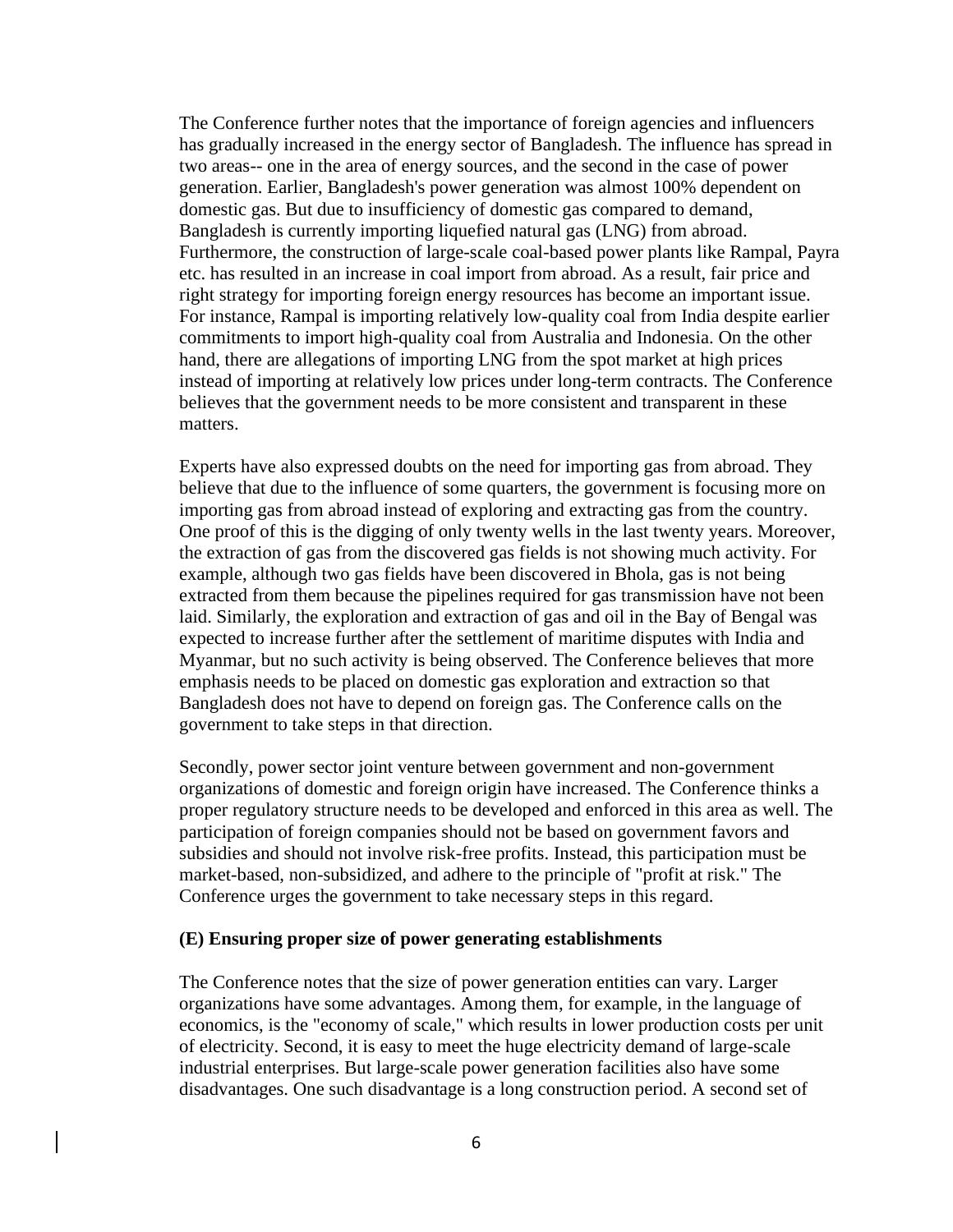The Conference further notes that the importance of foreign agencies and influencers has gradually increased in the energy sector of Bangladesh. The influence has spread in two areas-- one in the area of energy sources, and the second in the case of power generation. Earlier, Bangladesh's power generation was almost 100% dependent on domestic gas. But due to insufficiency of domestic gas compared to demand, Bangladesh is currently importing liquefied natural gas (LNG) from abroad. Furthermore, the construction of large-scale coal-based power plants like Rampal, Payra etc. has resulted in an increase in coal import from abroad. As a result, fair price and right strategy for importing foreign energy resources has become an important issue. For instance, Rampal is importing relatively low-quality coal from India despite earlier commitments to import high-quality coal from Australia and Indonesia. On the other hand, there are allegations of importing LNG from the spot market at high prices instead of importing at relatively low prices under long-term contracts. The Conference believes that the government needs to be more consistent and transparent in these matters.

Experts have also expressed doubts on the need for importing gas from abroad. They believe that due to the influence of some quarters, the government is focusing more on importing gas from abroad instead of exploring and extracting gas from the country. One proof of this is the digging of only twenty wells in the last twenty years. Moreover, the extraction of gas from the discovered gas fields is not showing much activity. For example, although two gas fields have been discovered in Bhola, gas is not being extracted from them because the pipelines required for gas transmission have not been laid. Similarly, the exploration and extraction of gas and oil in the Bay of Bengal was expected to increase further after the settlement of maritime disputes with India and Myanmar, but no such activity is being observed. The Conference believes that more emphasis needs to be placed on domestic gas exploration and extraction so that Bangladesh does not have to depend on foreign gas. The Conference calls on the government to take steps in that direction.

Secondly, power sector joint venture between government and non-government organizations of domestic and foreign origin have increased. The Conference thinks a proper regulatory structure needs to be developed and enforced in this area as well. The participation of foreign companies should not be based on government favors and subsidies and should not involve risk-free profits. Instead, this participation must be market-based, non-subsidized, and adhere to the principle of "profit at risk." The Conference urges the government to take necessary steps in this regard.

**(E) Ensuring proper size of power generating establishments**

The Conference notes that the size of power generation entities can vary. Larger organizations have some advantages. Among them, for example, in the language of economics, is the "economy of scale," which results in lower production costs per unit of electricity. Second, it is easy to meet the huge electricity demand of large-scale industrial enterprises. But large-scale power generation facilities also have some disadvantages. One such disadvantage is a long construction period. A second set of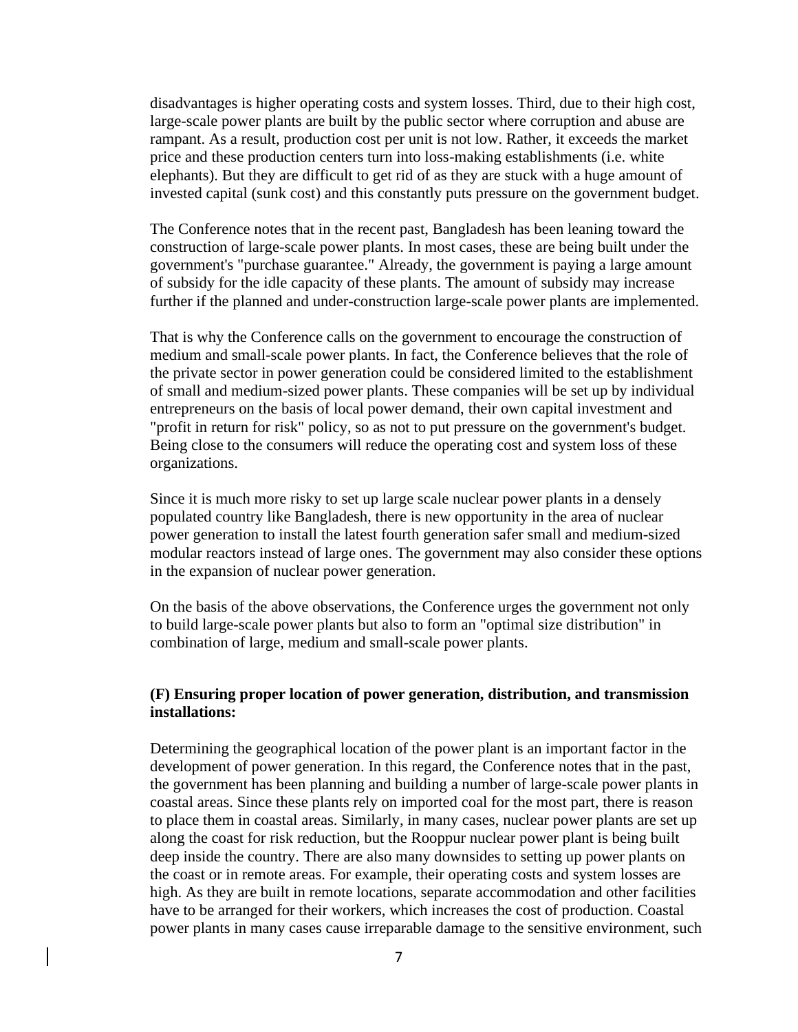disadvantages is higher operating costs and system losses. Third, due to their high cost, large-scale power plants are built by the public sector where corruption and abuse are rampant. As a result, production cost per unit is not low. Rather, it exceeds the market price and these production centers turn into loss-making establishments (i.e. white elephants). But they are difficult to get rid of as they are stuck with a huge amount of invested capital (sunk cost) and this constantly puts pressure on the government budget.

The Conference notes that in the recent past, Bangladesh has been leaning toward the construction of large-scale power plants. In most cases, these are being built under the government's "purchase guarantee." Already, the government is paying a large amount of subsidy for the idle capacity of these plants. The amount of subsidy may increase further if the planned and under-construction large-scale power plants are implemented.

That is why the Conference calls on the government to encourage the construction of medium and small-scale power plants. In fact, the Conference believes that the role of the private sector in power generation could be considered limited to the establishment of small and medium-sized power plants. These companies will be set up by individual entrepreneurs on the basis of local power demand, their own capital investment and "profit in return for risk" policy, so as not to put pressure on the government's budget. Being close to the consumers will reduce the operating cost and system loss of these organizations.

Since it is much more risky to set up large scale nuclear power plants in a densely populated country like Bangladesh, there is new opportunity in the area of nuclear power generation to install the latest fourth generation safer small and medium-sized modular reactors instead of large ones. The government may also consider these options in the expansion of nuclear power generation.

On the basis of the above observations, the Conference urges the government not only to build large-scale power plants but also to form an "optimal size distribution" in combination of large, medium and small-scale power plants.

**(F) Ensuring proper location of power generation, distribution, and transmission installations:**

Determining the geographical location of the power plant is an important factor in the development of power generation. In this regard, the Conference notes that in the past, the government has been planning and building a number of large-scale power plants in coastal areas. Since these plants rely on imported coal for the most part, there is reason to place them in coastal areas. Similarly, in many cases, nuclear power plants are set up along the coast for risk reduction, but the Rooppur nuclear power plant is being built deep inside the country. There are also many downsides to setting up power plants on the coast or in remote areas. For example, their operating costs and system losses are high. As they are built in remote locations, separate accommodation and other facilities have to be arranged for their workers, which increases the cost of production. Coastal power plants in many cases cause irreparable damage to the sensitive environment, such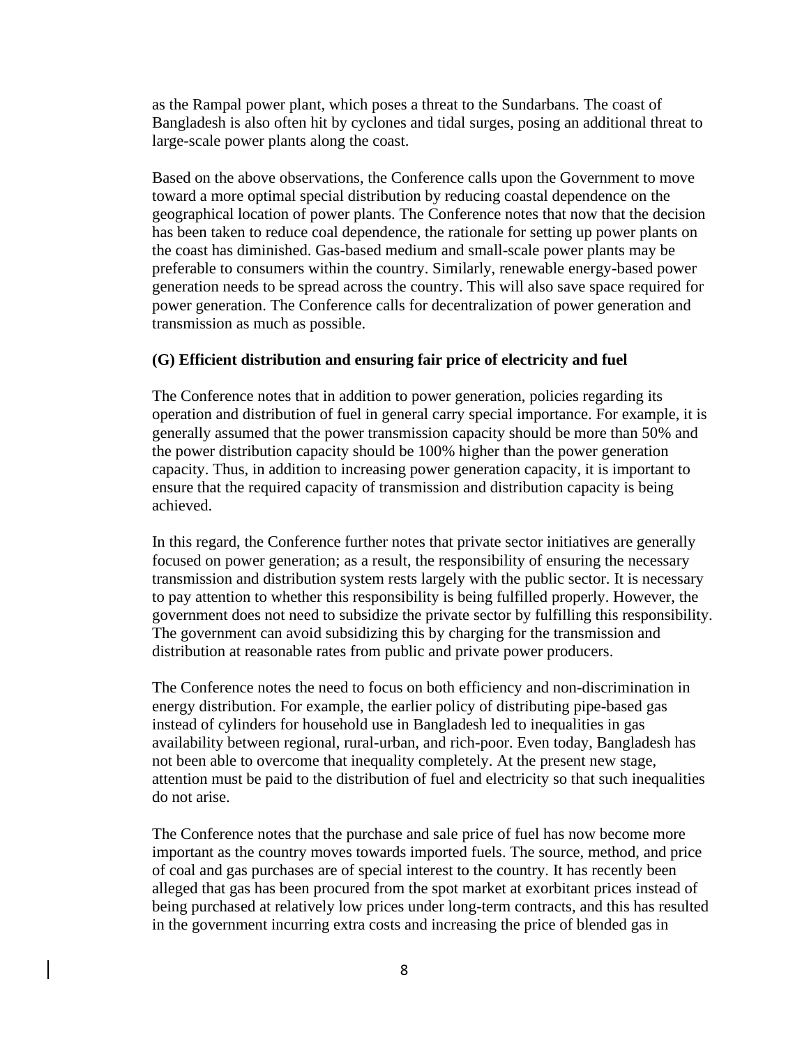as the Rampal power plant, which poses a threat to the Sundarbans. The coast of Bangladesh is also often hit by cyclones and tidal surges, posing an additional threat to large-scale power plants along the coast.

Based on the above observations, the Conference calls upon the Government to move toward a more optimal special distribution by reducing coastal dependence on the geographical location of power plants. The Conference notes that now that the decision has been taken to reduce coal dependence, the rationale for setting up power plants on the coast has diminished. Gas-based medium and small-scale power plants may be preferable to consumers within the country. Similarly, renewable energy-based power generation needs to be spread across the country. This will also save space required for power generation. The Conference calls for decentralization of power generation and transmission as much as possible.

**(G) Efficient distribution and ensuring fair price of electricity and fuel**

The Conference notes that in addition to power generation, policies regarding its operation and distribution of fuel in general carry special importance. For example, it is generally assumed that the power transmission capacity should be more than 50% and the power distribution capacity should be 100% higher than the power generation capacity. Thus, in addition to increasing power generation capacity, it is important to ensure that the required capacity of transmission and distribution capacity is being achieved.

In this regard, the Conference further notes that private sector initiatives are generally focused on power generation; as a result, the responsibility of ensuring the necessary transmission and distribution system rests largely with the public sector. It is necessary to pay attention to whether this responsibility is being fulfilled properly. However, the government does not need to subsidize the private sector by fulfilling this responsibility. The government can avoid subsidizing this by charging for the transmission and distribution at reasonable rates from public and private power producers.

The Conference notes the need to focus on both efficiency and non-discrimination in energy distribution. For example, the earlier policy of distributing pipe-based gas instead of cylinders for household use in Bangladesh led to inequalities in gas availability between regional, rural-urban, and rich-poor. Even today, Bangladesh has not been able to overcome that inequality completely. At the present new stage, attention must be paid to the distribution of fuel and electricity so that such inequalities do not arise.

The Conference notes that the purchase and sale price of fuel has now become more important as the country moves towards imported fuels. The source, method, and price of coal and gas purchases are of special interest to the country. It has recently been alleged that gas has been procured from the spot market at exorbitant prices instead of being purchased at relatively low prices under long-term contracts, and this has resulted in the government incurring extra costs and increasing the price of blended gas in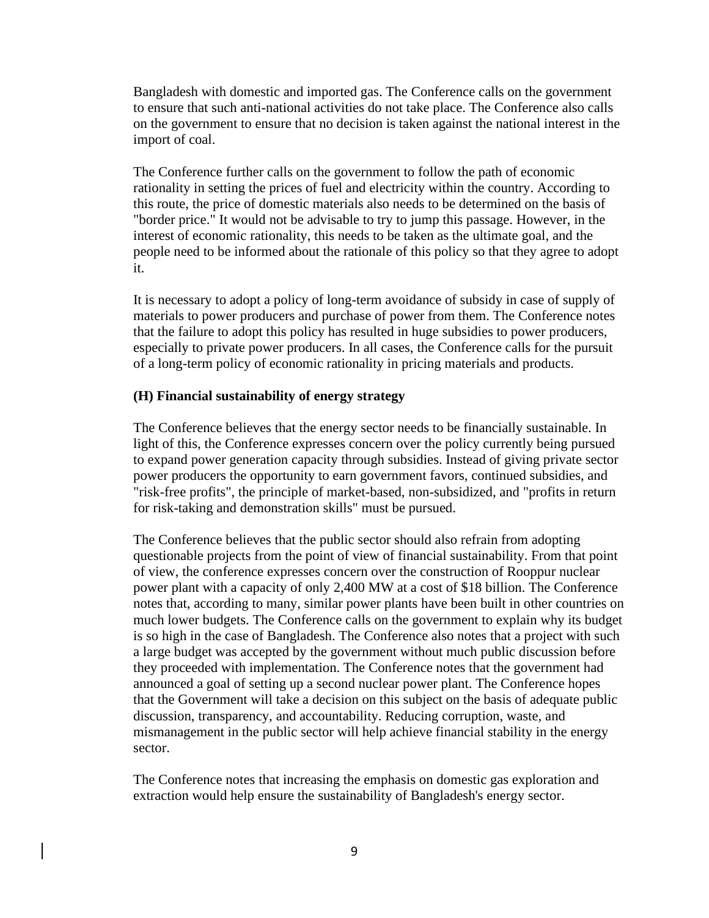Bangladesh with domestic and imported gas. The Conference calls on the government to ensure that such anti-national activities do not take place. The Conference also calls on the government to ensure that no decision is taken against the national interest in the import of coal.

The Conference further calls on the government to follow the path of economic rationality in setting the prices of fuel and electricity within the country. According to this route, the price of domestic materials also needs to be determined on the basis of "border price." It would not be advisable to try to jump this passage. However, in the interest of economic rationality, this needs to be taken as the ultimate goal, and the people need to be informed about the rationale of this policy so that they agree to adopt it.

It is necessary to adopt a policy of long-term avoidance of subsidy in case of supply of materials to power producers and purchase of power from them. The Conference notes that the failure to adopt this policy has resulted in huge subsidies to power producers, especially to private power producers. In all cases, the Conference calls for the pursuit of a long-term policy of economic rationality in pricing materials and products.

**(H) Financial sustainability of energy strategy**

The Conference believes that the energy sector needs to be financially sustainable. In light of this, the Conference expresses concern over the policy currently being pursued to expand power generation capacity through subsidies. Instead of giving private sector power producers the opportunity to earn government favors, continued subsidies, and "risk-free profits", the principle of market-based, non-subsidized, and "profits in return for risk-taking and demonstration skills" must be pursued.

The Conference believes that the public sector should also refrain from adopting questionable projects from the point of view of financial sustainability. From that point of view, the conference expresses concern over the construction of Rooppur nuclear power plant with a capacity of only 2,400 MW at a cost of $18 billion. The Conference notes that, according to many, similar power plants have been built in other countries on much lower budgets. The Conference calls on the government to explain why its budget is so high in the case of Bangladesh. The Conference also notes that a project with such a large budget was accepted by the government without much public discussion before they proceeded with implementation. The Conference notes that the government had announced a goal of setting up a second nuclear power plant. The Conference hopes that the Government will take a decision on this subject on the basis of adequate public discussion, transparency, and accountability. Reducing corruption, waste, and mismanagement in the public sector will help achieve financial stability in the energy sector.

The Conference notes that increasing the emphasis on domestic gas exploration and extraction would help ensure the sustainability of Bangladesh's energy sector.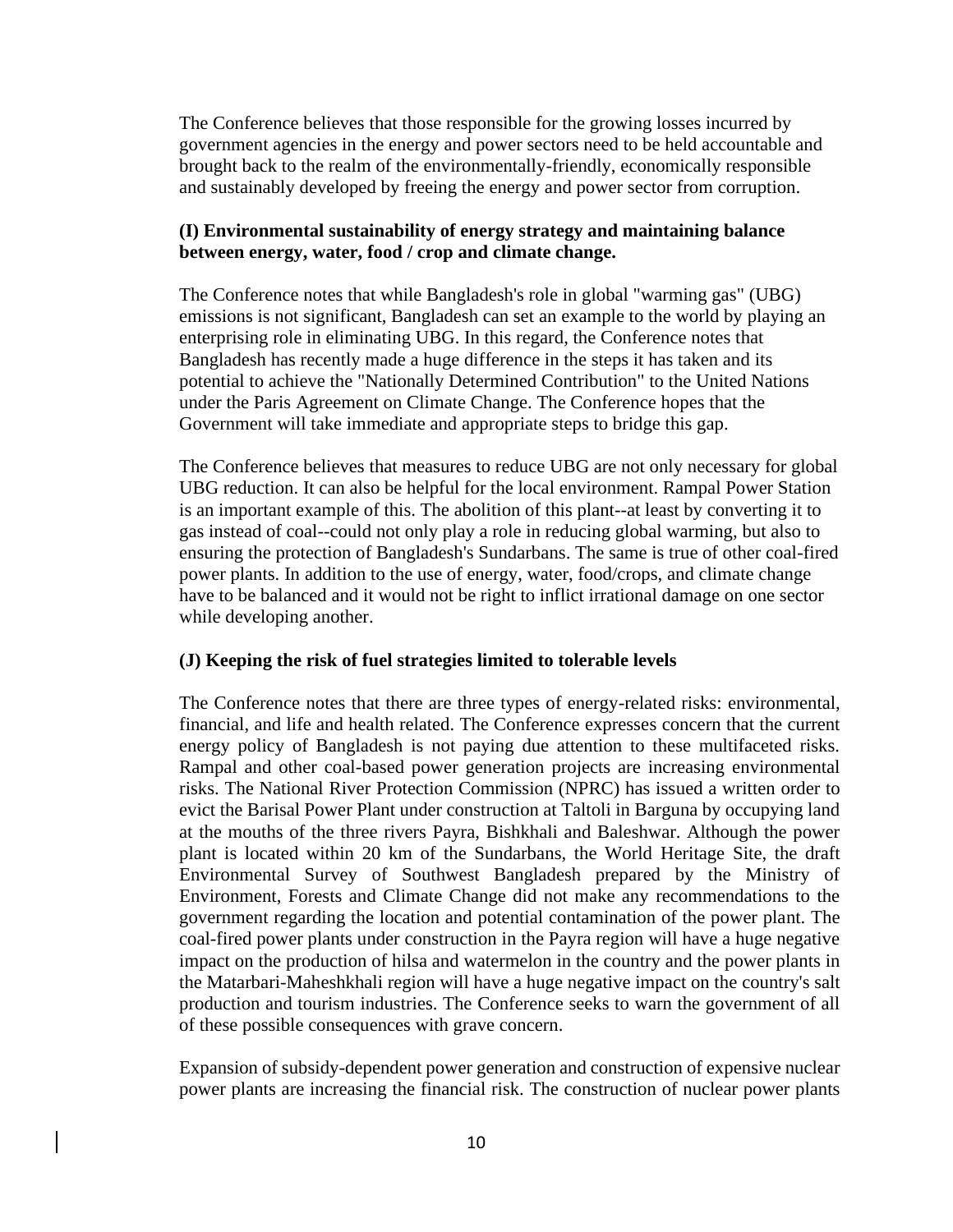The Conference believes that those responsible for the growing losses incurred by government agencies in the energy and power sectors need to be held accountable and brought back to the realm of the environmentally-friendly, economically responsible and sustainably developed by freeing the energy and power sector from corruption.

**(I) Environmental sustainability of energy strategy and maintaining balance between energy, water, food / crop and climate change.**

The Conference notes that while Bangladesh's role in global "warming gas" (UBG) emissions is not significant, Bangladesh can set an example to the world by playing an enterprising role in eliminating UBG. In this regard, the Conference notes that Bangladesh has recently made a huge difference in the steps it has taken and its potential to achieve the "Nationally Determined Contribution" to the United Nations under the Paris Agreement on Climate Change. The Conference hopes that the Government will take immediate and appropriate steps to bridge this gap.

The Conference believes that measures to reduce UBG are not only necessary for global UBG reduction. It can also be helpful for the local environment. Rampal Power Station is an important example of this. The abolition of this plant--at least by converting it to gas instead of coal--could not only play a role in reducing global warming, but also to ensuring the protection of Bangladesh's Sundarbans. The same is true of other coal-fired power plants. In addition to the use of energy, water, food/crops, and climate change have to be balanced and it would not be right to inflict irrational damage on one sector while developing another.

**(J) Keeping the risk of fuel strategies limited to tolerable levels**

The Conference notes that there are three types of energy-related risks: environmental, financial, and life and health related. The Conference expresses concern that the current energy policy of Bangladesh is not paying due attention to these multifaceted risks. Rampal and other coal-based power generation projects are increasing environmental risks. The National River Protection Commission (NPRC) has issued a written order to evict the Barisal Power Plant under construction at Taltoli in Barguna by occupying land at the mouths of the three rivers Payra, Bishkhali and Baleshwar. Although the power plant is located within 20 km of the Sundarbans, the World Heritage Site, the draft Environmental Survey of Southwest Bangladesh prepared by the Ministry of Environment, Forests and Climate Change did not make any recommendations to the government regarding the location and potential contamination of the power plant. The coal-fired power plants under construction in the Payra region will have a huge negative impact on the production of hilsa and watermelon in the country and the power plants in the Matarbari-Maheshkhali region will have a huge negative impact on the country's salt production and tourism industries. The Conference seeks to warn the government of all of these possible consequences with grave concern.

Expansion of subsidy-dependent power generation and construction of expensive nuclear power plants are increasing the financial risk. The construction of nuclear power plants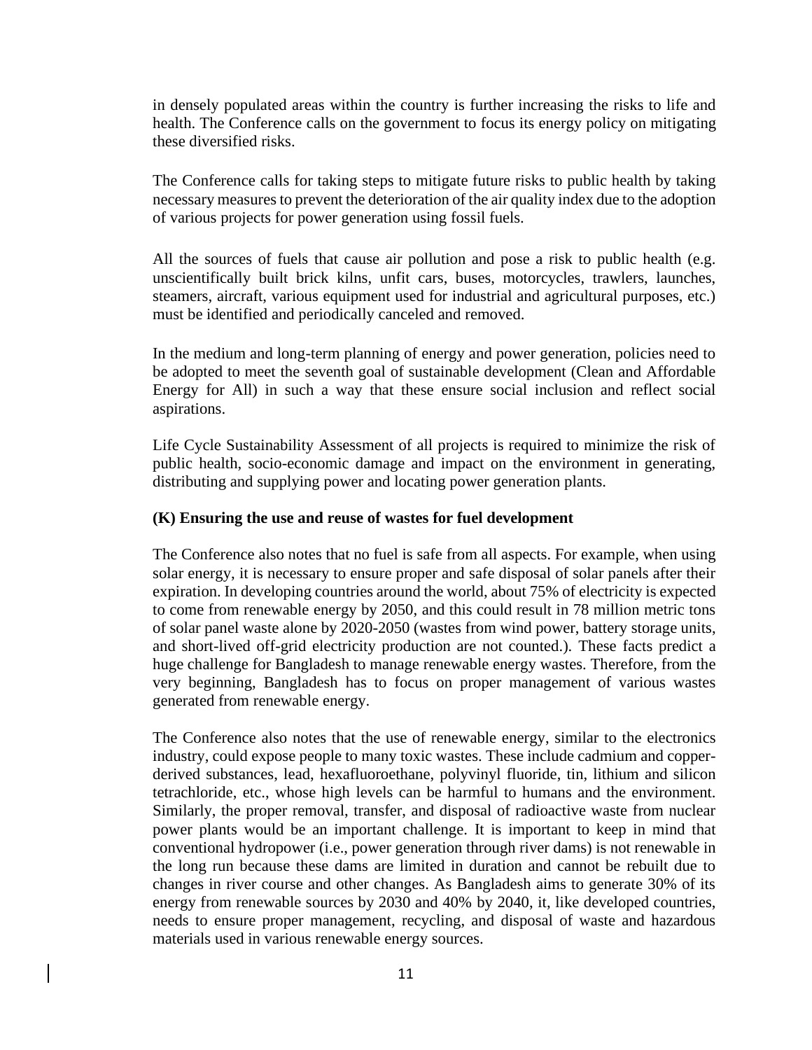in densely populated areas within the country is further increasing the risks to life and health. The Conference calls on the government to focus its energy policy on mitigating these diversified risks.

The Conference calls for taking steps to mitigate future risks to public health by taking necessary measures to prevent the deterioration of the air quality index due to the adoption of various projects for power generation using fossil fuels.

All the sources of fuels that cause air pollution and pose a risk to public health (e.g. unscientifically built brick kilns, unfit cars, buses, motorcycles, trawlers, launches, steamers, aircraft, various equipment used for industrial and agricultural purposes, etc.) must be identified and periodically canceled and removed.

In the medium and long-term planning of energy and power generation, policies need to be adopted to meet the seventh goal of sustainable development (Clean and Affordable Energy for All) in such a way that these ensure social inclusion and reflect social aspirations.

Life Cycle Sustainability Assessment of all projects is required to minimize the risk of public health, socio-economic damage and impact on the environment in generating, distributing and supplying power and locating power generation plants.

**(K) Ensuring the use and reuse of wastes for fuel development**

The Conference also notes that no fuel is safe from all aspects. For example, when using solar energy, it is necessary to ensure proper and safe disposal of solar panels after their expiration. In developing countries around the world, about 75% of electricity is expected to come from renewable energy by 2050, and this could result in 78 million metric tons of solar panel waste alone by 2020-2050 (wastes from wind power, battery storage units, and short-lived off-grid electricity production are not counted.). These facts predict a huge challenge for Bangladesh to manage renewable energy wastes. Therefore, from the very beginning, Bangladesh has to focus on proper management of various wastes generated from renewable energy.

The Conference also notes that the use of renewable energy, similar to the electronics industry, could expose people to many toxic wastes. These include cadmium and copper-derived substances, lead, hexafluoroethane, polyvinyl fluoride, tin, lithium and silicon tetrachloride, etc., whose high levels can be harmful to humans and the environment. Similarly, the proper removal, transfer, and disposal of radioactive waste from nuclear power plants would be an important challenge. It is important to keep in mind that conventional hydropower (i.e., power generation through river dams) is not renewable in the long run because these dams are limited in duration and cannot be rebuilt due to changes in river course and other changes. As Bangladesh aims to generate 30% of its energy from renewable sources by 2030 and 40% by 2040, it, like developed countries, needs to ensure proper management, recycling, and disposal of waste and hazardous materials used in various renewable energy sources.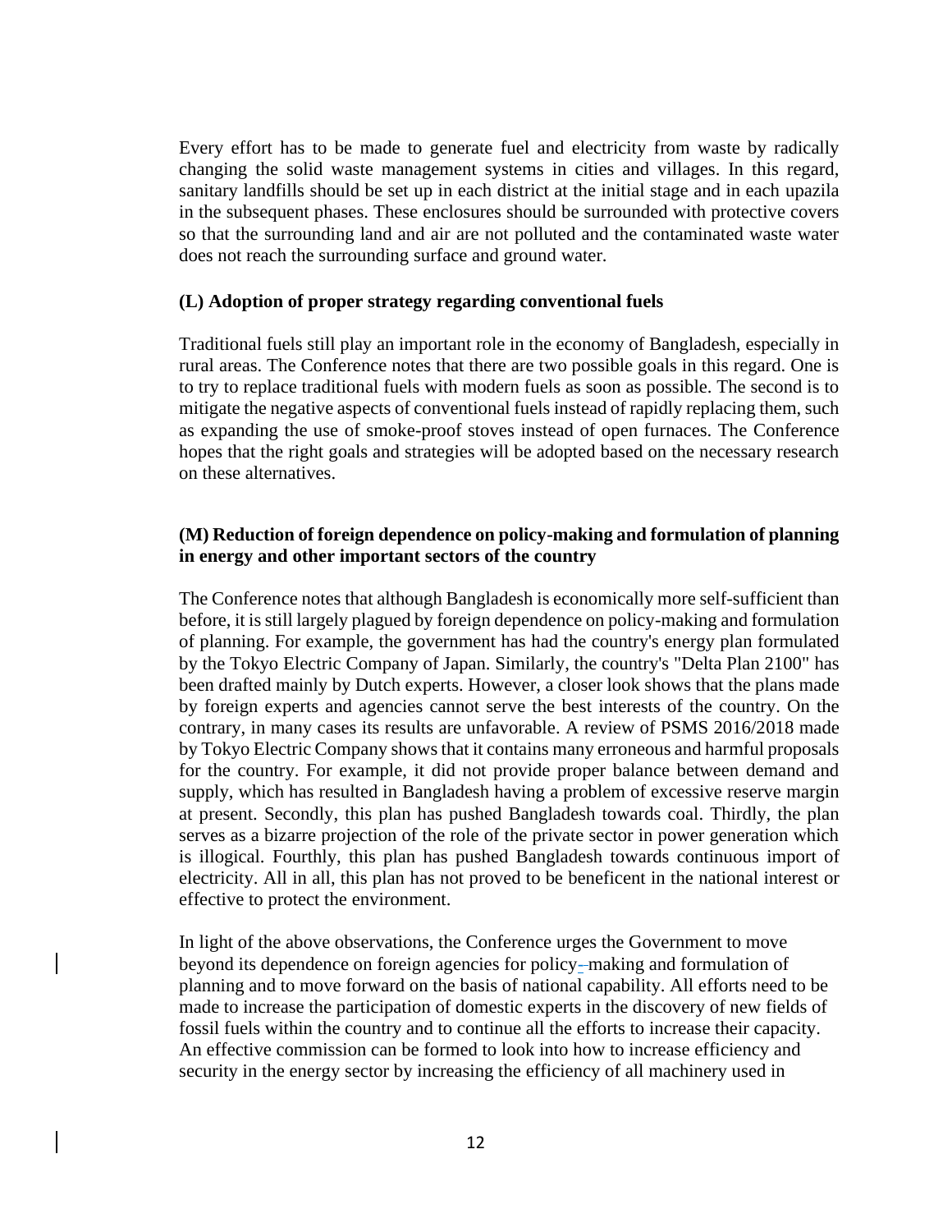Every effort has to be made to generate fuel and electricity from waste by radically changing the solid waste management systems in cities and villages. In this regard, sanitary landfills should be set up in each district at the initial stage and in each upazila in the subsequent phases. These enclosures should be surrounded with protective covers so that the surrounding land and air are not polluted and the contaminated waste water does not reach the surrounding surface and ground water.

**(L) Adoption of proper strategy regarding conventional fuels**

Traditional fuels still play an important role in the economy of Bangladesh, especially in rural areas. The Conference notes that there are two possible goals in this regard. One is to try to replace traditional fuels with modern fuels as soon as possible. The second is to mitigate the negative aspects of conventional fuels instead of rapidly replacing them, such as expanding the use of smoke-proof stoves instead of open furnaces. The Conference hopes that the right goals and strategies will be adopted based on the necessary research on these alternatives.

**(M) Reduction of foreign dependence on policy-making and formulation of planning in energy and other important sectors of the country**

The Conference notes that although Bangladesh is economically more self-sufficient than before, it is still largely plagued by foreign dependence on policy-making and formulation of planning. For example, the government has had the country's energy plan formulated by the Tokyo Electric Company of Japan. Similarly, the country's "Delta Plan 2100" has been drafted mainly by Dutch experts. However, a closer look shows that the plans made by foreign experts and agencies cannot serve the best interests of the country. On the contrary, in many cases its results are unfavorable. A review of PSMS 2016/2018 made by Tokyo Electric Company shows that it contains many erroneous and harmful proposals for the country. For example, it did not provide proper balance between demand and supply, which has resulted in Bangladesh having a problem of excessive reserve margin at present. Secondly, this plan has pushed Bangladesh towards coal. Thirdly, the plan serves as a bizarre projection of the role of the private sector in power generation which is illogical. Fourthly, this plan has pushed Bangladesh towards continuous import of electricity. All in all, this plan has not proved to be beneficent in the national interest or effective to protect the environment.

In light of the above observations, the Conference urges the Government to move beyond its dependence on foreign agencies for policy-making and formulation of planning and to move forward on the basis of national capability. All efforts need to be made to increase the participation of domestic experts in the discovery of new fields of fossil fuels within the country and to continue all the efforts to increase their capacity. An effective commission can be formed to look into how to increase efficiency and security in the energy sector by increasing the efficiency of all machinery used in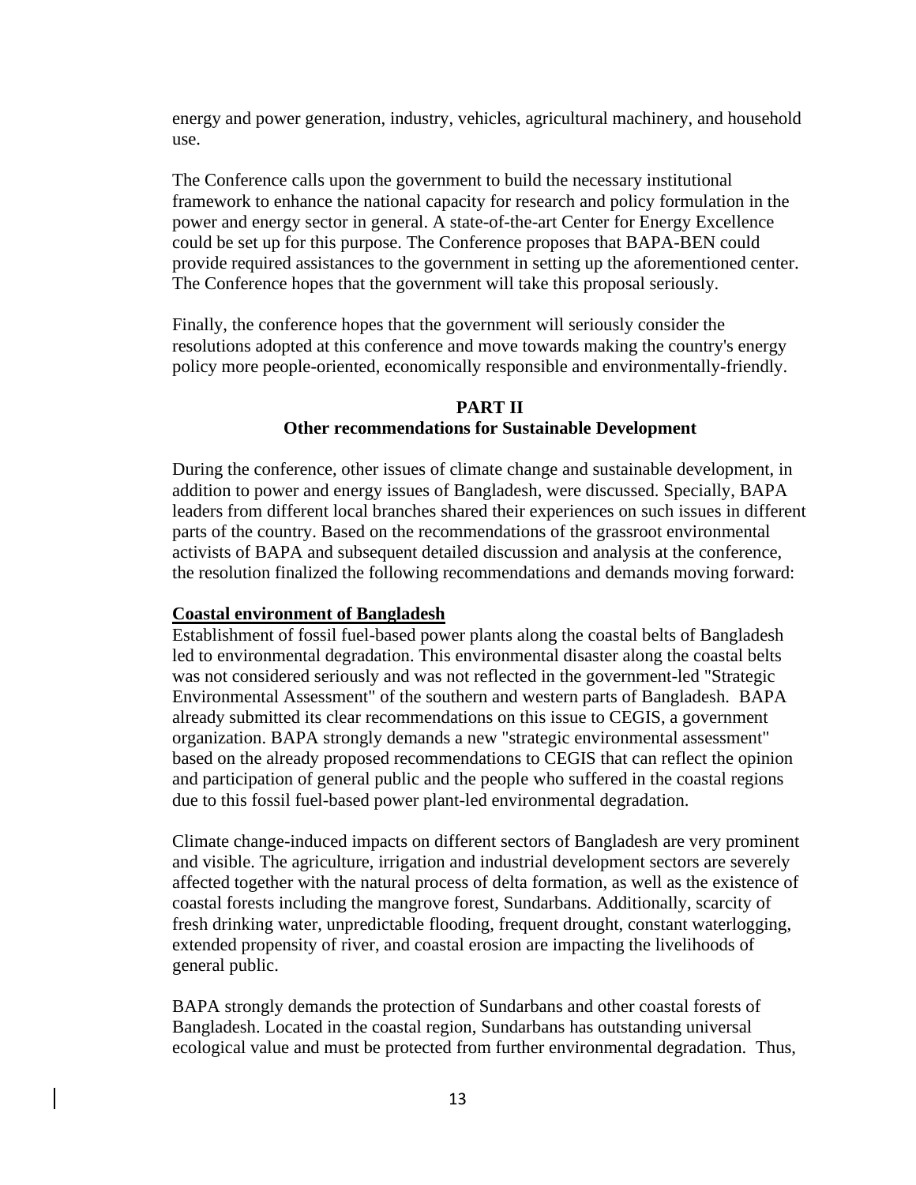energy and power generation, industry, vehicles, agricultural machinery, and household use.

The Conference calls upon the government to build the necessary institutional framework to enhance the national capacity for research and policy formulation in the power and energy sector in general. A state-of-the-art Center for Energy Excellence could be set up for this purpose. The Conference proposes that BAPA-BEN could provide required assistances to the government in setting up the aforementioned center. The Conference hopes that the government will take this proposal seriously.

Finally, the conference hopes that the government will seriously consider the resolutions adopted at this conference and move towards making the country's energy policy more people-oriented, economically responsible and environmentally-friendly.

## PART II
## Other recommendations for Sustainable Development

During the conference, other issues of climate change and sustainable development, in addition to power and energy issues of Bangladesh, were discussed. Specially, BAPA leaders from different local branches shared their experiences on such issues in different parts of the country. Based on the recommendations of the grassroot environmental activists of BAPA and subsequent detailed discussion and analysis at the conference, the resolution finalized the following recommendations and demands moving forward:

### Coastal environment of Bangladesh

Establishment of fossil fuel-based power plants along the coastal belts of Bangladesh led to environmental degradation. This environmental disaster along the coastal belts was not considered seriously and was not reflected in the government-led "Strategic Environmental Assessment" of the southern and western parts of Bangladesh. BAPA already submitted its clear recommendations on this issue to CEGIS, a government organization. BAPA strongly demands a new "strategic environmental assessment" based on the already proposed recommendations to CEGIS that can reflect the opinion and participation of general public and the people who suffered in the coastal regions due to this fossil fuel-based power plant-led environmental degradation.

Climate change-induced impacts on different sectors of Bangladesh are very prominent and visible. The agriculture, irrigation and industrial development sectors are severely affected together with the natural process of delta formation, as well as the existence of coastal forests including the mangrove forest, Sundarbans. Additionally, scarcity of fresh drinking water, unpredictable flooding, frequent drought, constant waterlogging, extended propensity of river, and coastal erosion are impacting the livelihoods of general public.

BAPA strongly demands the protection of Sundarbans and other coastal forests of Bangladesh. Located in the coastal region, Sundarbans has outstanding universal ecological value and must be protected from further environmental degradation. Thus,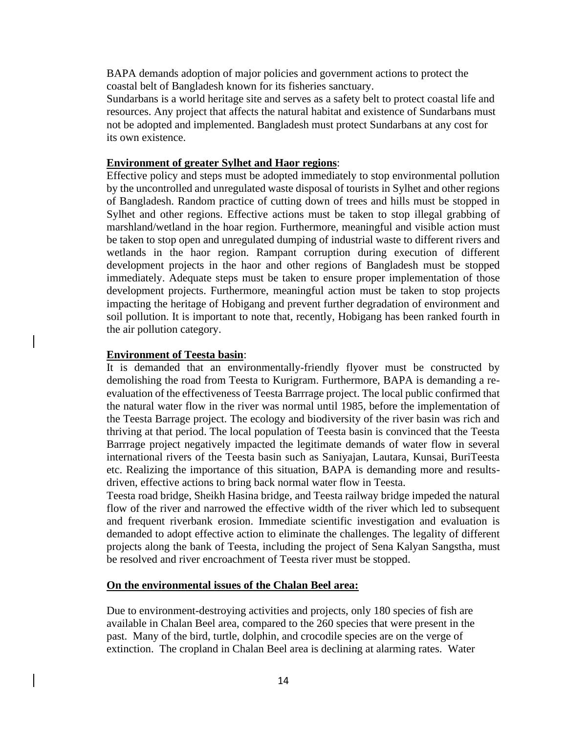BAPA demands adoption of major policies and government actions to protect the coastal belt of Bangladesh known for its fisheries sanctuary.

Sundarbans is a world heritage site and serves as a safety belt to protect coastal life and resources. Any project that affects the natural habitat and existence of Sundarbans must not be adopted and implemented. Bangladesh must protect Sundarbans at any cost for its own existence.

**Environment of greater Sylhet and Haor regions**:

Effective policy and steps must be adopted immediately to stop environmental pollution by the uncontrolled and unregulated waste disposal of tourists in Sylhet and other regions of Bangladesh. Random practice of cutting down of trees and hills must be stopped in Sylhet and other regions. Effective actions must be taken to stop illegal grabbing of marshland/wetland in the hoar region. Furthermore, meaningful and visible action must be taken to stop open and unregulated dumping of industrial waste to different rivers and wetlands in the haor region. Rampant corruption during execution of different development projects in the haor and other regions of Bangladesh must be stopped immediately. Adequate steps must be taken to ensure proper implementation of those development projects. Furthermore, meaningful action must be taken to stop projects impacting the heritage of Hobigang and prevent further degradation of environment and soil pollution. It is important to note that, recently, Hobigang has been ranked fourth in the air pollution category.

**Environment of Teesta basin**:

It is demanded that an environmentally-friendly flyover must be constructed by demolishing the road from Teesta to Kurigram. Furthermore, BAPA is demanding a re-evaluation of the effectiveness of Teesta Barrrage project. The local public confirmed that the natural water flow in the river was normal until 1985, before the implementation of the Teesta Barrage project. The ecology and biodiversity of the river basin was rich and thriving at that period. The local population of Teesta basin is convinced that the Teesta Barrrage project negatively impacted the legitimate demands of water flow in several international rivers of the Teesta basin such as Saniyajan, Lautara, Kunsai, BuriTeesta etc. Realizing the importance of this situation, BAPA is demanding more and results-driven, effective actions to bring back normal water flow in Teesta.

Teesta road bridge, Sheikh Hasina bridge, and Teesta railway bridge impeded the natural flow of the river and narrowed the effective width of the river which led to subsequent and frequent riverbank erosion. Immediate scientific investigation and evaluation is demanded to adopt effective action to eliminate the challenges. The legality of different projects along the bank of Teesta, including the project of Sena Kalyan Sangstha, must be resolved and river encroachment of Teesta river must be stopped.

**On the environmental issues of the Chalan Beel area:**

Due to environment-destroying activities and projects, only 180 species of fish are available in Chalan Beel area, compared to the 260 species that were present in the past. Many of the bird, turtle, dolphin, and crocodile species are on the verge of extinction. The cropland in Chalan Beel area is declining at alarming rates. Water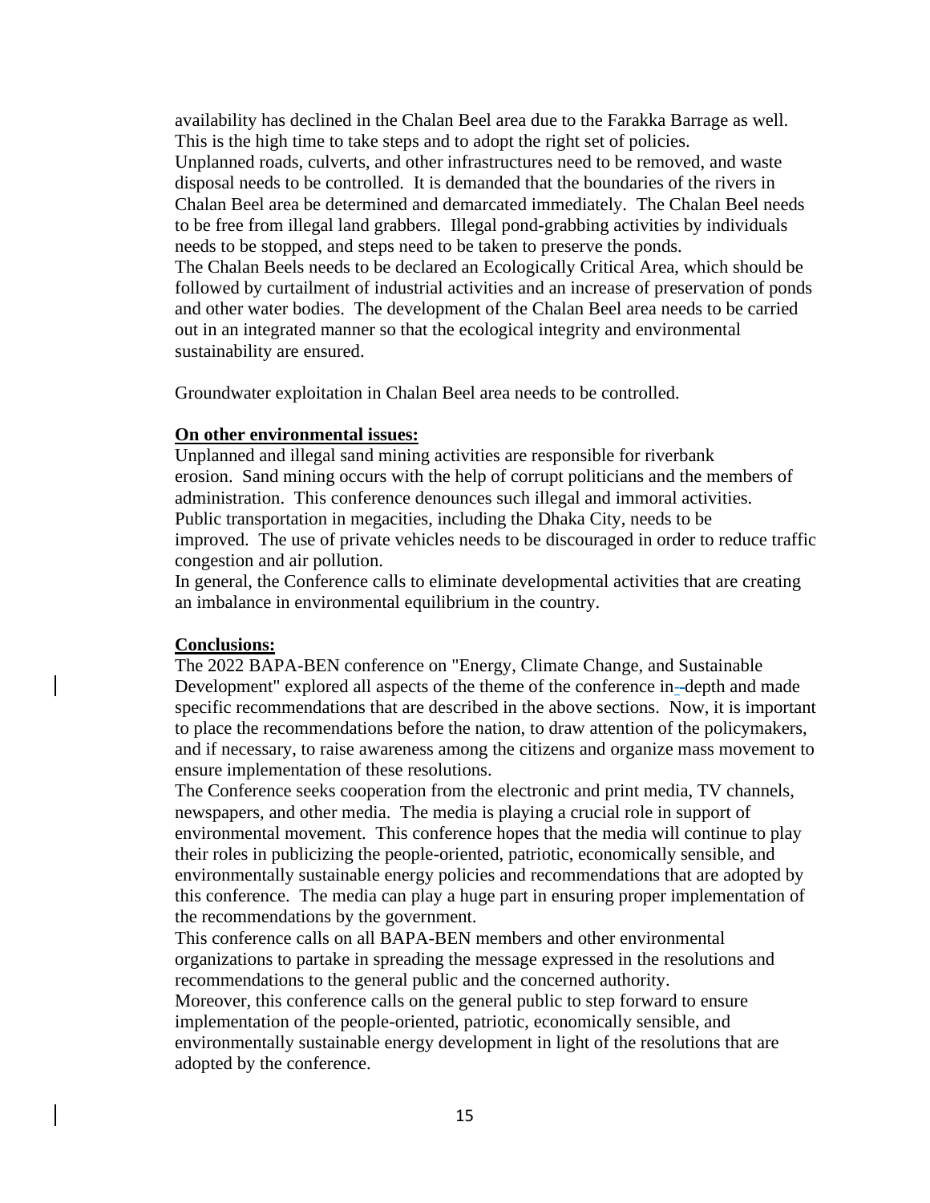availability has declined in the Chalan Beel area due to the Farakka Barrage as well. This is the high time to take steps and to adopt the right set of policies.
Unplanned roads, culverts, and other infrastructures need to be removed, and waste disposal needs to be controlled. It is demanded that the boundaries of the rivers in Chalan Beel area be determined and demarcated immediately. The Chalan Beel needs to be free from illegal land grabbers. Illegal pond-grabbing activities by individuals needs to be stopped, and steps need to be taken to preserve the ponds.
The Chalan Beels needs to be declared an Ecologically Critical Area, which should be followed by curtailment of industrial activities and an increase of preservation of ponds and other water bodies. The development of the Chalan Beel area needs to be carried out in an integrated manner so that the ecological integrity and environmental sustainability are ensured.

Groundwater exploitation in Chalan Beel area needs to be controlled.

**On other environmental issues:**

Unplanned and illegal sand mining activities are responsible for riverbank erosion. Sand mining occurs with the help of corrupt politicians and the members of administration. This conference denounces such illegal and immoral activities.
Public transportation in megacities, including the Dhaka City, needs to be improved. The use of private vehicles needs to be discouraged in order to reduce traffic congestion and air pollution.
In general, the Conference calls to eliminate developmental activities that are creating an imbalance in environmental equilibrium in the country.

**Conclusions:**

The 2022 BAPA-BEN conference on "Energy, Climate Change, and Sustainable Development" explored all aspects of the theme of the conference in-depth and made specific recommendations that are described in the above sections. Now, it is important to place the recommendations before the nation, to draw attention of the policymakers, and if necessary, to raise awareness among the citizens and organize mass movement to ensure implementation of these resolutions.
The Conference seeks cooperation from the electronic and print media, TV channels, newspapers, and other media. The media is playing a crucial role in support of environmental movement. This conference hopes that the media will continue to play their roles in publicizing the people-oriented, patriotic, economically sensible, and environmentally sustainable energy policies and recommendations that are adopted by this conference. The media can play a huge part in ensuring proper implementation of the recommendations by the government.
This conference calls on all BAPA-BEN members and other environmental organizations to partake in spreading the message expressed in the resolutions and recommendations to the general public and the concerned authority.
Moreover, this conference calls on the general public to step forward to ensure implementation of the people-oriented, patriotic, economically sensible, and environmentally sustainable energy development in light of the resolutions that are adopted by the conference.